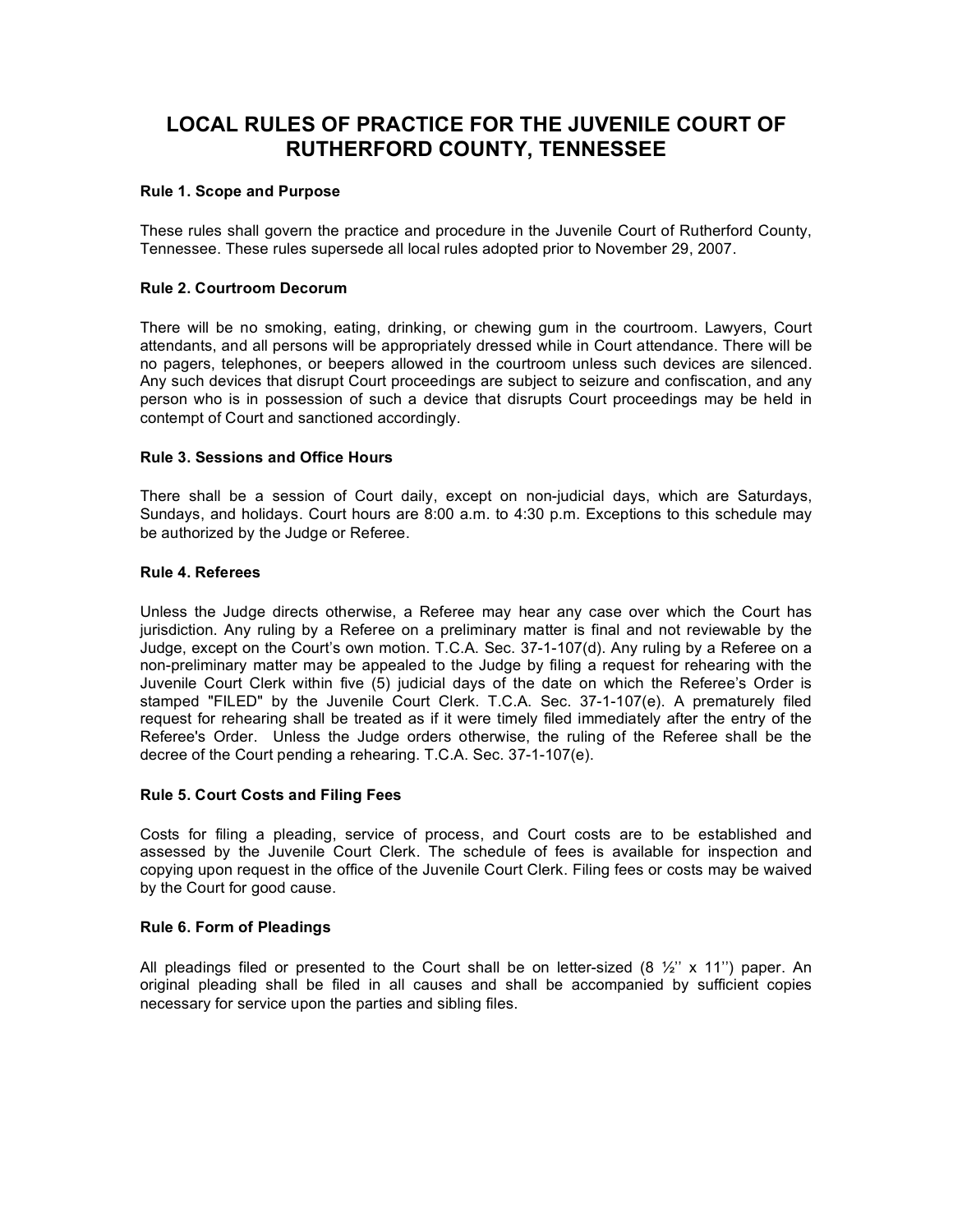# LOCAL RULES OF PRACTICE FOR THE JUVENILE COURT OF RUTHERFORD COUNTY, TENNESSEE

**Rule 1. Scope and Purpose**

These rules shall govern the practice and procedure in the Juvenile Court of Rutherford County, Tennessee. These rules supersede all local rules adopted prior to November 29, 2007.

**Rule 2. Courtroom Decorum**

There will be no smoking, eating, drinking, or chewing gum in the courtroom. Lawyers, Court attendants, and all persons will be appropriately dressed while in Court attendance. There will be no pagers, telephones, or beepers allowed in the courtroom unless such devices are silenced. Any such devices that disrupt Court proceedings are subject to seizure and confiscation, and any person who is in possession of such a device that disrupts Court proceedings may be held in contempt of Court and sanctioned accordingly.

**Rule 3. Sessions and Office Hours**

There shall be a session of Court daily, except on non-judicial days, which are Saturdays, Sundays, and holidays. Court hours are 8:00 a.m. to 4:30 p.m. Exceptions to this schedule may be authorized by the Judge or Referee.

**Rule 4. Referees**

Unless the Judge directs otherwise, a Referee may hear any case over which the Court has jurisdiction. Any ruling by a Referee on a preliminary matter is final and not reviewable by the Judge, except on the Court's own motion. T.C.A. Sec. 37-1-107(d). Any ruling by a Referee on a non-preliminary matter may be appealed to the Judge by filing a request for rehearing with the Juvenile Court Clerk within five (5) judicial days of the date on which the Referee's Order is stamped "FILED" by the Juvenile Court Clerk. T.C.A. Sec. 37-1-107(e). A prematurely filed request for rehearing shall be treated as if it were timely filed immediately after the entry of the Referee's Order. Unless the Judge orders otherwise, the ruling of the Referee shall be the decree of the Court pending a rehearing. T.C.A. Sec. 37-1-107(e).

**Rule 5. Court Costs and Filing Fees**

Costs for filing a pleading, service of process, and Court costs are to be established and assessed by the Juvenile Court Clerk. The schedule of fees is available for inspection and copying upon request in the office of the Juvenile Court Clerk. Filing fees or costs may be waived by the Court for good cause.

**Rule 6. Form of Pleadings**

All pleadings filed or presented to the Court shall be on letter-sized (8 ½'' x 11'') paper. An original pleading shall be filed in all causes and shall be accompanied by sufficient copies necessary for service upon the parties and sibling files.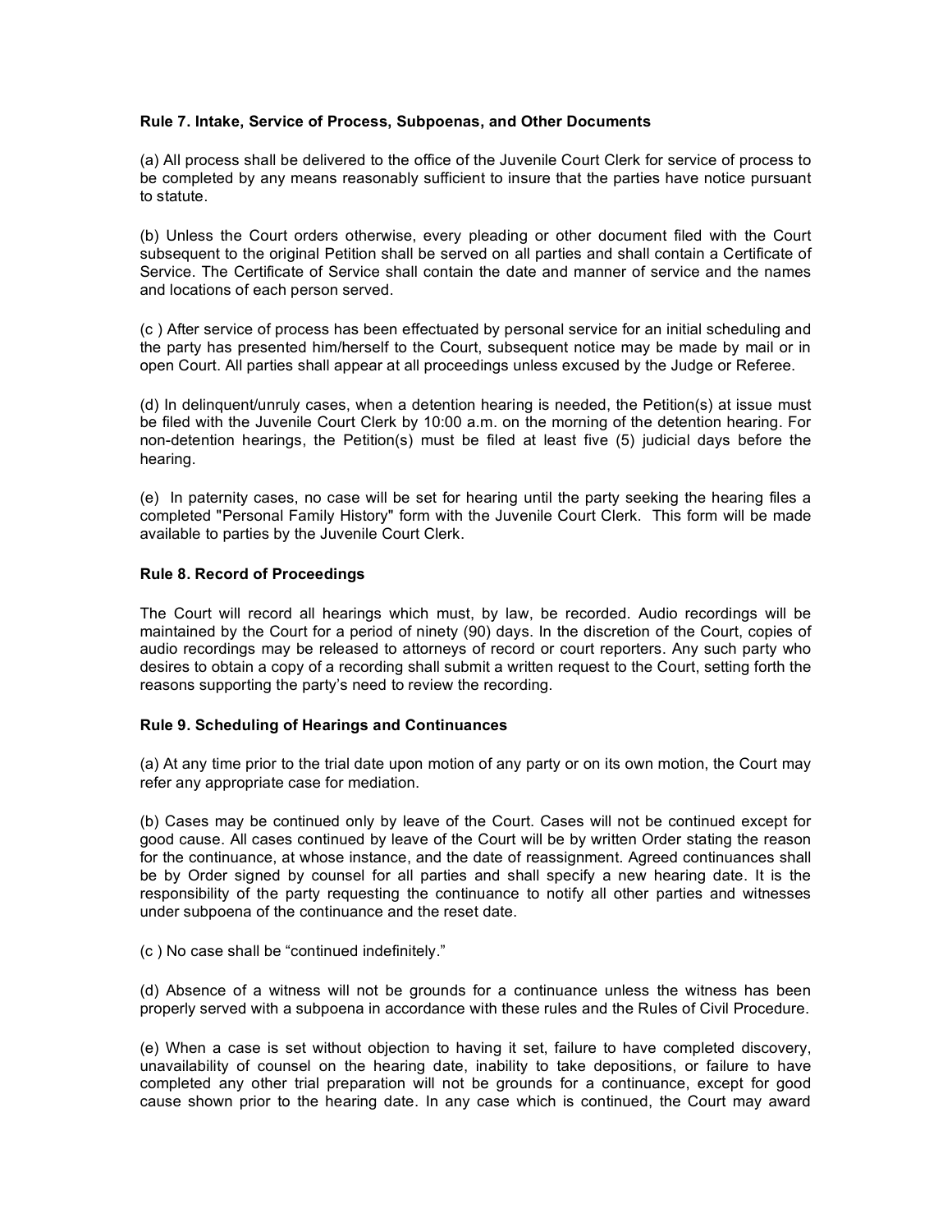**Rule 7. Intake, Service of Process, Subpoenas, and Other Documents**

(a) All process shall be delivered to the office of the Juvenile Court Clerk for service of process to be completed by any means reasonably sufficient to insure that the parties have notice pursuant to statute.

(b) Unless the Court orders otherwise, every pleading or other document filed with the Court subsequent to the original Petition shall be served on all parties and shall contain a Certificate of Service. The Certificate of Service shall contain the date and manner of service and the names and locations of each person served.

(c ) After service of process has been effectuated by personal service for an initial scheduling and the party has presented him/herself to the Court, subsequent notice may be made by mail or in open Court. All parties shall appear at all proceedings unless excused by the Judge or Referee.

(d) In delinquent/unruly cases, when a detention hearing is needed, the Petition(s) at issue must be filed with the Juvenile Court Clerk by 10:00 a.m. on the morning of the detention hearing. For non-detention hearings, the Petition(s) must be filed at least five (5) judicial days before the hearing.

(e) In paternity cases, no case will be set for hearing until the party seeking the hearing files a completed "Personal Family History" form with the Juvenile Court Clerk. This form will be made available to parties by the Juvenile Court Clerk.

**Rule 8. Record of Proceedings**

The Court will record all hearings which must, by law, be recorded. Audio recordings will be maintained by the Court for a period of ninety (90) days. In the discretion of the Court, copies of audio recordings may be released to attorneys of record or court reporters. Any such party who desires to obtain a copy of a recording shall submit a written request to the Court, setting forth the reasons supporting the party's need to review the recording.

**Rule 9. Scheduling of Hearings and Continuances**

(a) At any time prior to the trial date upon motion of any party or on its own motion, the Court may refer any appropriate case for mediation.

(b) Cases may be continued only by leave of the Court. Cases will not be continued except for good cause. All cases continued by leave of the Court will be by written Order stating the reason for the continuance, at whose instance, and the date of reassignment. Agreed continuances shall be by Order signed by counsel for all parties and shall specify a new hearing date. It is the responsibility of the party requesting the continuance to notify all other parties and witnesses under subpoena of the continuance and the reset date.

(c ) No case shall be "continued indefinitely."

(d) Absence of a witness will not be grounds for a continuance unless the witness has been properly served with a subpoena in accordance with these rules and the Rules of Civil Procedure.

(e) When a case is set without objection to having it set, failure to have completed discovery, unavailability of counsel on the hearing date, inability to take depositions, or failure to have completed any other trial preparation will not be grounds for a continuance, except for good cause shown prior to the hearing date. In any case which is continued, the Court may award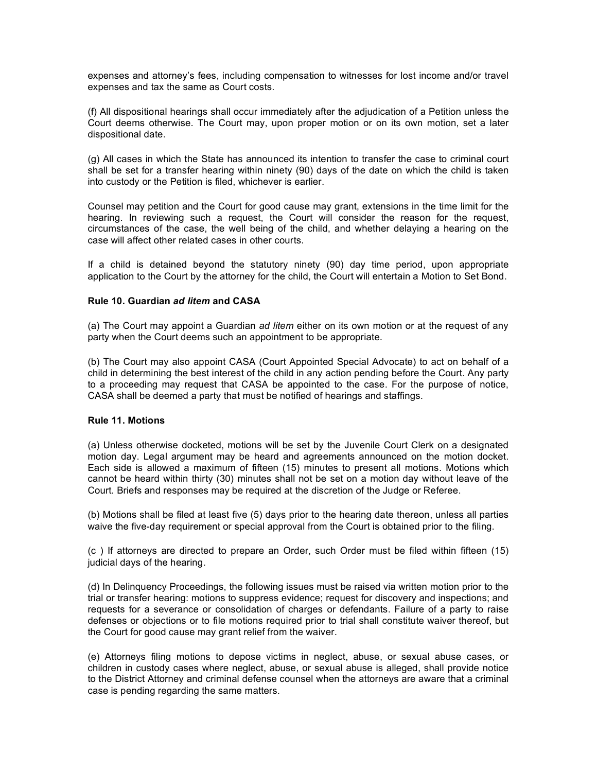expenses and attorney's fees, including compensation to witnesses for lost income and/or travel expenses and tax the same as Court costs.

(f) All dispositional hearings shall occur immediately after the adjudication of a Petition unless the Court deems otherwise. The Court may, upon proper motion or on its own motion, set a later dispositional date.

(g) All cases in which the State has announced its intention to transfer the case to criminal court shall be set for a transfer hearing within ninety (90) days of the date on which the child is taken into custody or the Petition is filed, whichever is earlier.

Counsel may petition and the Court for good cause may grant, extensions in the time limit for the hearing. In reviewing such a request, the Court will consider the reason for the request, circumstances of the case, the well being of the child, and whether delaying a hearing on the case will affect other related cases in other courts.

If a child is detained beyond the statutory ninety (90) day time period, upon appropriate application to the Court by the attorney for the child, the Court will entertain a Motion to Set Bond.

### Rule 10. Guardian *ad litem* and CASA

(a) The Court may appoint a Guardian *ad litem* either on its own motion or at the request of any party when the Court deems such an appointment to be appropriate.

(b) The Court may also appoint CASA (Court Appointed Special Advocate) to act on behalf of a child in determining the best interest of the child in any action pending before the Court. Any party to a proceeding may request that CASA be appointed to the case. For the purpose of notice, CASA shall be deemed a party that must be notified of hearings and staffings.

### Rule 11. Motions

(a) Unless otherwise docketed, motions will be set by the Juvenile Court Clerk on a designated motion day. Legal argument may be heard and agreements announced on the motion docket. Each side is allowed a maximum of fifteen (15) minutes to present all motions. Motions which cannot be heard within thirty (30) minutes shall not be set on a motion day without leave of the Court. Briefs and responses may be required at the discretion of the Judge or Referee.

(b) Motions shall be filed at least five (5) days prior to the hearing date thereon, unless all parties waive the five-day requirement or special approval from the Court is obtained prior to the filing.

(c ) If attorneys are directed to prepare an Order, such Order must be filed within fifteen (15) judicial days of the hearing.

(d) In Delinquency Proceedings, the following issues must be raised via written motion prior to the trial or transfer hearing: motions to suppress evidence; request for discovery and inspections; and requests for a severance or consolidation of charges or defendants. Failure of a party to raise defenses or objections or to file motions required prior to trial shall constitute waiver thereof, but the Court for good cause may grant relief from the waiver.

(e) Attorneys filing motions to depose victims in neglect, abuse, or sexual abuse cases, or children in custody cases where neglect, abuse, or sexual abuse is alleged, shall provide notice to the District Attorney and criminal defense counsel when the attorneys are aware that a criminal case is pending regarding the same matters.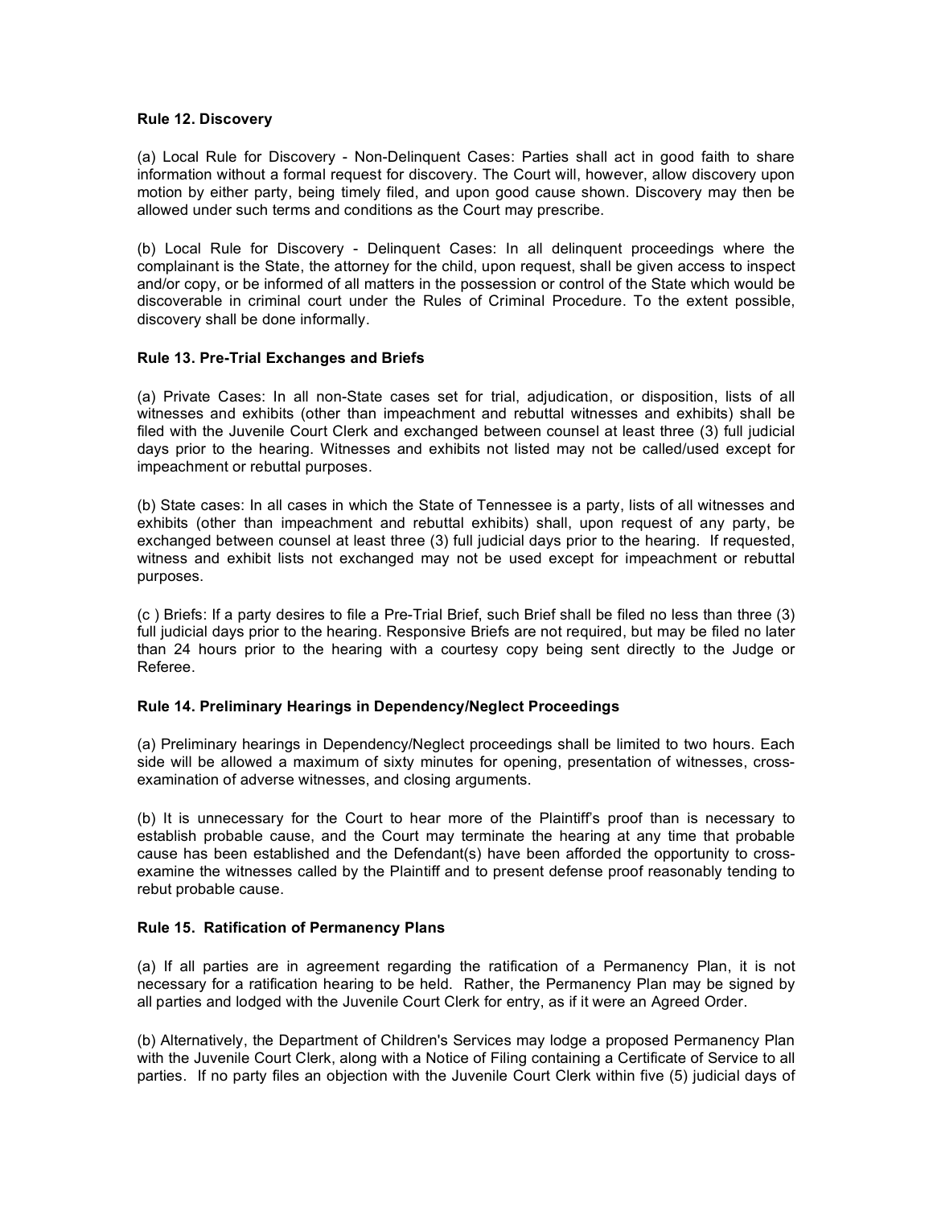### Rule 12. Discovery

(a) Local Rule for Discovery - Non-Delinquent Cases: Parties shall act in good faith to share information without a formal request for discovery. The Court will, however, allow discovery upon motion by either party, being timely filed, and upon good cause shown. Discovery may then be allowed under such terms and conditions as the Court may prescribe.

(b) Local Rule for Discovery - Delinquent Cases: In all delinquent proceedings where the complainant is the State, the attorney for the child, upon request, shall be given access to inspect and/or copy, or be informed of all matters in the possession or control of the State which would be discoverable in criminal court under the Rules of Criminal Procedure. To the extent possible, discovery shall be done informally.

### Rule 13. Pre-Trial Exchanges and Briefs

(a) Private Cases: In all non-State cases set for trial, adjudication, or disposition, lists of all witnesses and exhibits (other than impeachment and rebuttal witnesses and exhibits) shall be filed with the Juvenile Court Clerk and exchanged between counsel at least three (3) full judicial days prior to the hearing. Witnesses and exhibits not listed may not be called/used except for impeachment or rebuttal purposes.

(b) State cases: In all cases in which the State of Tennessee is a party, lists of all witnesses and exhibits (other than impeachment and rebuttal exhibits) shall, upon request of any party, be exchanged between counsel at least three (3) full judicial days prior to the hearing. If requested, witness and exhibit lists not exchanged may not be used except for impeachment or rebuttal purposes.

(c ) Briefs: If a party desires to file a Pre-Trial Brief, such Brief shall be filed no less than three (3) full judicial days prior to the hearing. Responsive Briefs are not required, but may be filed no later than 24 hours prior to the hearing with a courtesy copy being sent directly to the Judge or Referee.

### Rule 14. Preliminary Hearings in Dependency/Neglect Proceedings

(a) Preliminary hearings in Dependency/Neglect proceedings shall be limited to two hours. Each side will be allowed a maximum of sixty minutes for opening, presentation of witnesses, cross-examination of adverse witnesses, and closing arguments.

(b) It is unnecessary for the Court to hear more of the Plaintiff's proof than is necessary to establish probable cause, and the Court may terminate the hearing at any time that probable cause has been established and the Defendant(s) have been afforded the opportunity to cross-examine the witnesses called by the Plaintiff and to present defense proof reasonably tending to rebut probable cause.

### Rule 15. Ratification of Permanency Plans

(a) If all parties are in agreement regarding the ratification of a Permanency Plan, it is not necessary for a ratification hearing to be held. Rather, the Permanency Plan may be signed by all parties and lodged with the Juvenile Court Clerk for entry, as if it were an Agreed Order.

(b) Alternatively, the Department of Children's Services may lodge a proposed Permanency Plan with the Juvenile Court Clerk, along with a Notice of Filing containing a Certificate of Service to all parties. If no party files an objection with the Juvenile Court Clerk within five (5) judicial days of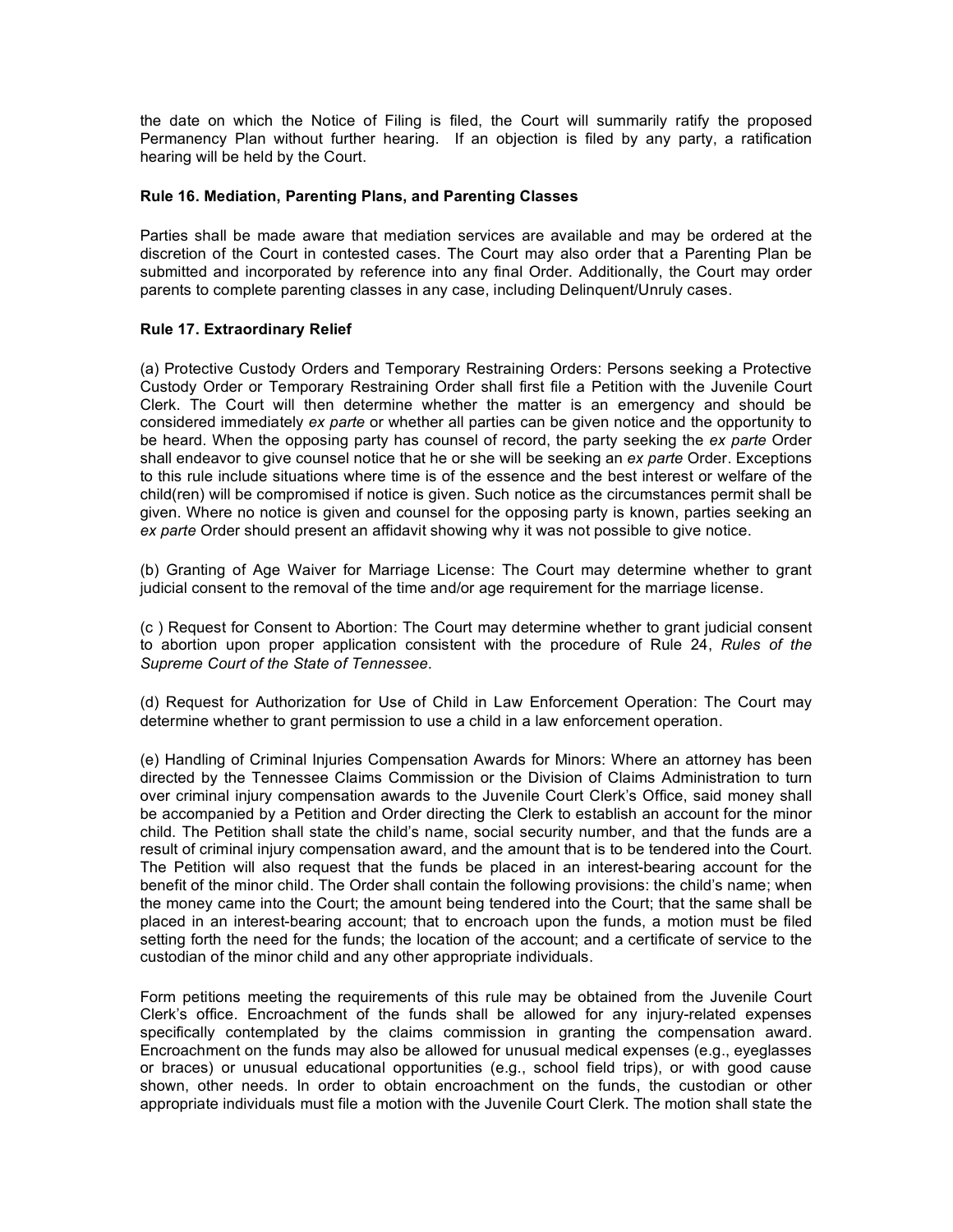the date on which the Notice of Filing is filed, the Court will summarily ratify the proposed Permanency Plan without further hearing. If an objection is filed by any party, a ratification hearing will be held by the Court.

### Rule 16. Mediation, Parenting Plans, and Parenting Classes

Parties shall be made aware that mediation services are available and may be ordered at the discretion of the Court in contested cases. The Court may also order that a Parenting Plan be submitted and incorporated by reference into any final Order. Additionally, the Court may order parents to complete parenting classes in any case, including Delinquent/Unruly cases.

### Rule 17. Extraordinary Relief

(a) Protective Custody Orders and Temporary Restraining Orders: Persons seeking a Protective Custody Order or Temporary Restraining Order shall first file a Petition with the Juvenile Court Clerk. The Court will then determine whether the matter is an emergency and should be considered immediately *ex parte* or whether all parties can be given notice and the opportunity to be heard. When the opposing party has counsel of record, the party seeking the *ex parte* Order shall endeavor to give counsel notice that he or she will be seeking an *ex parte* Order. Exceptions to this rule include situations where time is of the essence and the best interest or welfare of the child(ren) will be compromised if notice is given. Such notice as the circumstances permit shall be given. Where no notice is given and counsel for the opposing party is known, parties seeking an *ex parte* Order should present an affidavit showing why it was not possible to give notice.

(b) Granting of Age Waiver for Marriage License: The Court may determine whether to grant judicial consent to the removal of the time and/or age requirement for the marriage license.

(c ) Request for Consent to Abortion: The Court may determine whether to grant judicial consent to abortion upon proper application consistent with the procedure of Rule 24, *Rules of the Supreme Court of the State of Tennessee*.

(d) Request for Authorization for Use of Child in Law Enforcement Operation: The Court may determine whether to grant permission to use a child in a law enforcement operation.

(e) Handling of Criminal Injuries Compensation Awards for Minors: Where an attorney has been directed by the Tennessee Claims Commission or the Division of Claims Administration to turn over criminal injury compensation awards to the Juvenile Court Clerk's Office, said money shall be accompanied by a Petition and Order directing the Clerk to establish an account for the minor child. The Petition shall state the child's name, social security number, and that the funds are a result of criminal injury compensation award, and the amount that is to be tendered into the Court. The Petition will also request that the funds be placed in an interest-bearing account for the benefit of the minor child. The Order shall contain the following provisions: the child's name; when the money came into the Court; the amount being tendered into the Court; that the same shall be placed in an interest-bearing account; that to encroach upon the funds, a motion must be filed setting forth the need for the funds; the location of the account; and a certificate of service to the custodian of the minor child and any other appropriate individuals.

Form petitions meeting the requirements of this rule may be obtained from the Juvenile Court Clerk's office. Encroachment of the funds shall be allowed for any injury-related expenses specifically contemplated by the claims commission in granting the compensation award. Encroachment on the funds may also be allowed for unusual medical expenses (e.g., eyeglasses or braces) or unusual educational opportunities (e.g., school field trips), or with good cause shown, other needs. In order to obtain encroachment on the funds, the custodian or other appropriate individuals must file a motion with the Juvenile Court Clerk. The motion shall state the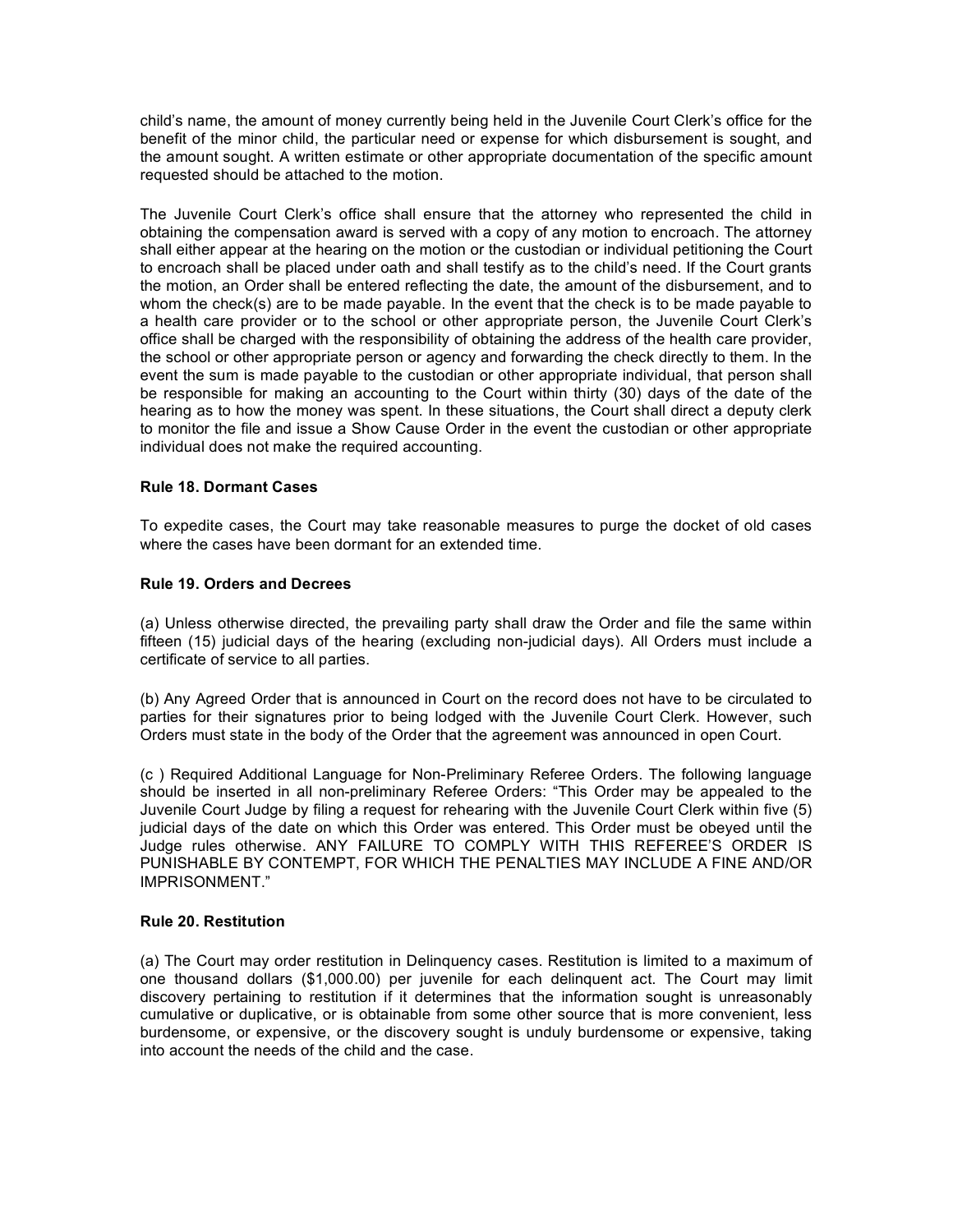child's name, the amount of money currently being held in the Juvenile Court Clerk's office for the benefit of the minor child, the particular need or expense for which disbursement is sought, and the amount sought. A written estimate or other appropriate documentation of the specific amount requested should be attached to the motion.

The Juvenile Court Clerk's office shall ensure that the attorney who represented the child in obtaining the compensation award is served with a copy of any motion to encroach. The attorney shall either appear at the hearing on the motion or the custodian or individual petitioning the Court to encroach shall be placed under oath and shall testify as to the child's need. If the Court grants the motion, an Order shall be entered reflecting the date, the amount of the disbursement, and to whom the check(s) are to be made payable. In the event that the check is to be made payable to a health care provider or to the school or other appropriate person, the Juvenile Court Clerk's office shall be charged with the responsibility of obtaining the address of the health care provider, the school or other appropriate person or agency and forwarding the check directly to them. In the event the sum is made payable to the custodian or other appropriate individual, that person shall be responsible for making an accounting to the Court within thirty (30) days of the date of the hearing as to how the money was spent. In these situations, the Court shall direct a deputy clerk to monitor the file and issue a Show Cause Order in the event the custodian or other appropriate individual does not make the required accounting.

**Rule 18. Dormant Cases**

To expedite cases, the Court may take reasonable measures to purge the docket of old cases where the cases have been dormant for an extended time.

**Rule 19. Orders and Decrees**

(a) Unless otherwise directed, the prevailing party shall draw the Order and file the same within fifteen (15) judicial days of the hearing (excluding non-judicial days). All Orders must include a certificate of service to all parties.

(b) Any Agreed Order that is announced in Court on the record does not have to be circulated to parties for their signatures prior to being lodged with the Juvenile Court Clerk. However, such Orders must state in the body of the Order that the agreement was announced in open Court.

(c ) Required Additional Language for Non-Preliminary Referee Orders. The following language should be inserted in all non-preliminary Referee Orders: "This Order may be appealed to the Juvenile Court Judge by filing a request for rehearing with the Juvenile Court Clerk within five (5) judicial days of the date on which this Order was entered. This Order must be obeyed until the Judge rules otherwise. ANY FAILURE TO COMPLY WITH THIS REFEREE'S ORDER IS PUNISHABLE BY CONTEMPT, FOR WHICH THE PENALTIES MAY INCLUDE A FINE AND/OR IMPRISONMENT."

**Rule 20. Restitution**

(a) The Court may order restitution in Delinquency cases. Restitution is limited to a maximum of one thousand dollars ($1,000.00) per juvenile for each delinquent act. The Court may limit discovery pertaining to restitution if it determines that the information sought is unreasonably cumulative or duplicative, or is obtainable from some other source that is more convenient, less burdensome, or expensive, or the discovery sought is unduly burdensome or expensive, taking into account the needs of the child and the case.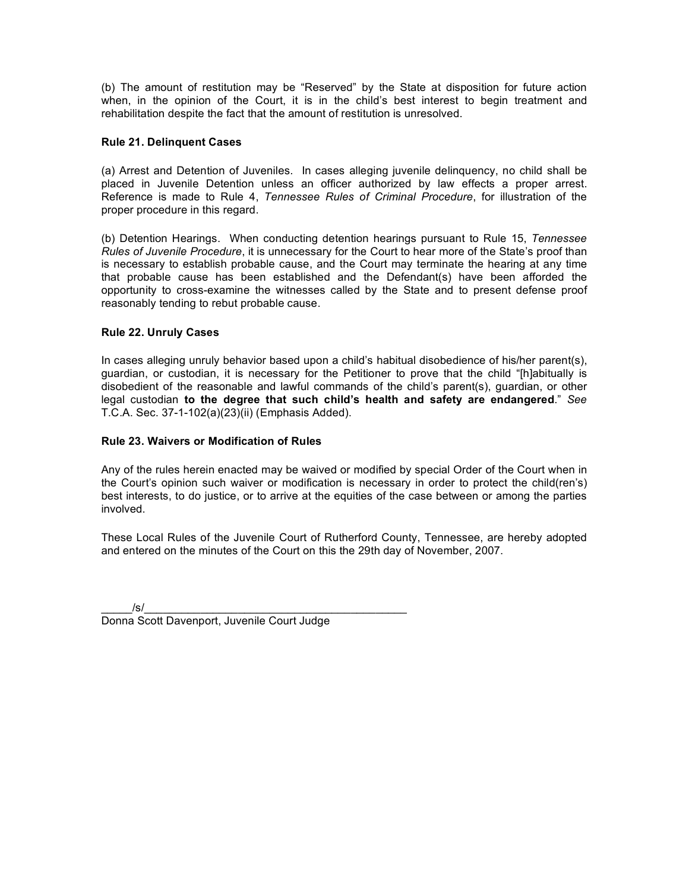(b) The amount of restitution may be "Reserved" by the State at disposition for future action when, in the opinion of the Court, it is in the child's best interest to begin treatment and rehabilitation despite the fact that the amount of restitution is unresolved.

**Rule 21. Delinquent Cases**

(a) Arrest and Detention of Juveniles. In cases alleging juvenile delinquency, no child shall be placed in Juvenile Detention unless an officer authorized by law effects a proper arrest. Reference is made to Rule 4, *Tennessee Rules of Criminal Procedure*, for illustration of the proper procedure in this regard.

(b) Detention Hearings. When conducting detention hearings pursuant to Rule 15, *Tennessee Rules of Juvenile Procedure*, it is unnecessary for the Court to hear more of the State's proof than is necessary to establish probable cause, and the Court may terminate the hearing at any time that probable cause has been established and the Defendant(s) have been afforded the opportunity to cross-examine the witnesses called by the State and to present defense proof reasonably tending to rebut probable cause.

**Rule 22. Unruly Cases**

In cases alleging unruly behavior based upon a child's habitual disobedience of his/her parent(s), guardian, or custodian, it is necessary for the Petitioner to prove that the child "[h]abitually is disobedient of the reasonable and lawful commands of the child's parent(s), guardian, or other legal custodian **to the degree that such child's health and safety are endangered**." *See* T.C.A. Sec. 37-1-102(a)(23)(ii) (Emphasis Added).

**Rule 23. Waivers or Modification of Rules**

Any of the rules herein enacted may be waived or modified by special Order of the Court when in the Court's opinion such waiver or modification is necessary in order to protect the child(ren's) best interests, to do justice, or to arrive at the equities of the case between or among the parties involved.

These Local Rules of the Juvenile Court of Rutherford County, Tennessee, are hereby adopted and entered on the minutes of the Court on this the 29th day of November, 2007.

_____/s/___________________________________________
Donna Scott Davenport, Juvenile Court Judge